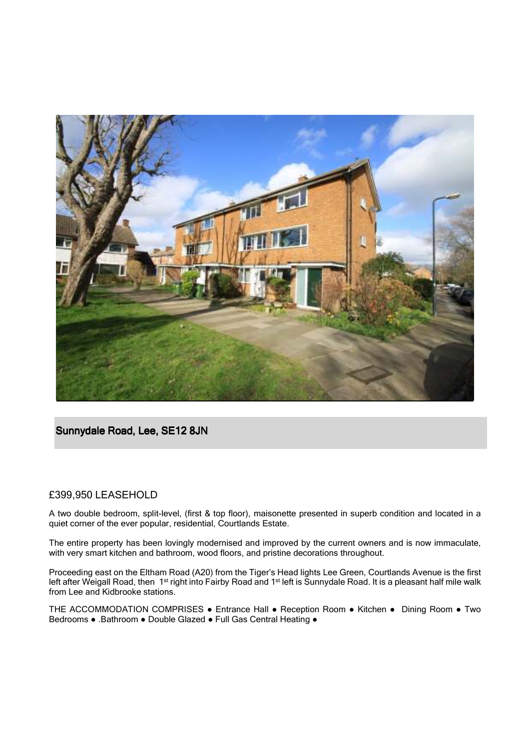## Sunnydale Road, Lee, SE12 8JN

£399,950 LEASEHOLD

A two double bedroom, split-level, (first & top floor), maisonette presented in superb condition and located in a quiet corner of the ever popular, residential, Courtlands Estate.

The entire property has been lovingly modernised and improved by the current owners and is now immaculate, with very smart kitchen and bathroom, wood floors, and pristine decorations throughout.

Proceeding east on the Eltham Road (A20) from the Tiger's Head lights Lee Green, Courtlands Avenue is the first left after Weigall Road, then 1st right into Fairby Road and 1st left is Sunnydale Road. It is a pleasant half mile walk from Lee and Kidbrooke stations.

THE ACCOMMODATION COMPRISES ● Entrance Hall ● Reception Room ● Kitchen ● Dining Room ● Two Bedrooms ● .Bathroom ● Double Glazed ● Full Gas Central Heating ●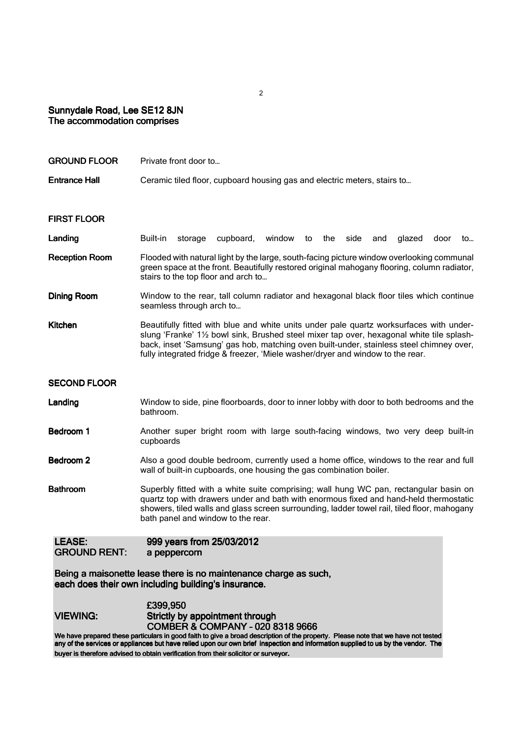## Sunnydale Road, Lee SE12 8JN
### The accommodation comprises

**GROUND FLOOR** Private front door to…

**Entrance Hall** Ceramic tiled floor, cupboard housing gas and electric meters, stairs to…

**FIRST FLOOR**

**Landing** Built-in storage cupboard, window to the side and glazed door to…

**Reception Room** Flooded with natural light by the large, south-facing picture window overlooking communal green space at the front. Beautifully restored original mahogany flooring, column radiator, stairs to the top floor and arch to…

**Dining Room** Window to the rear, tall column radiator and hexagonal black floor tiles which continue seamless through arch to…

**Kitchen** Beautifully fitted with blue and white units under pale quartz worksurfaces with under-slung 'Franke' 1½ bowl sink, Brushed steel mixer tap over, hexagonal white tile splash-back, inset 'Samsung' gas hob, matching oven built-under, stainless steel chimney over, fully integrated fridge & freezer, 'Miele washer/dryer and window to the rear.

**SECOND FLOOR**

**Landing** Window to side, pine floorboards, door to inner lobby with door to both bedrooms and the bathroom.

**Bedroom 1** Another super bright room with large south-facing windows, two very deep built-in cupboards

**Bedroom 2** Also a good double bedroom, currently used a home office, windows to the rear and full wall of built-in cupboards, one housing the gas combination boiler.

**Bathroom** Superbly fitted with a white suite comprising; wall hung WC pan, rectangular basin on quartz top with drawers under and bath with enormous fixed and hand-held thermostatic showers, tiled walls and glass screen surrounding, ladder towel rail, tiled floor, mahogany bath panel and window to the rear.

**LEASE:** 999 years from 25/03/2012
**GROUND RENT:** a peppercorn

**Being a maisonette lease there is no maintenance charge as such, each does their own including building's insurance.**

**£399,950**

**VIEWING:** Strictly by appointment through
COMBER & COMPANY – 020 8318 9666

**We have prepared these particulars in good faith to give a broad description of the property. Please note that we have not tested any of the services or appliances but have relied upon our own brief inspection and information supplied to us by the vendor. The buyer is therefore advised to obtain verification from their solicitor or surveyor.**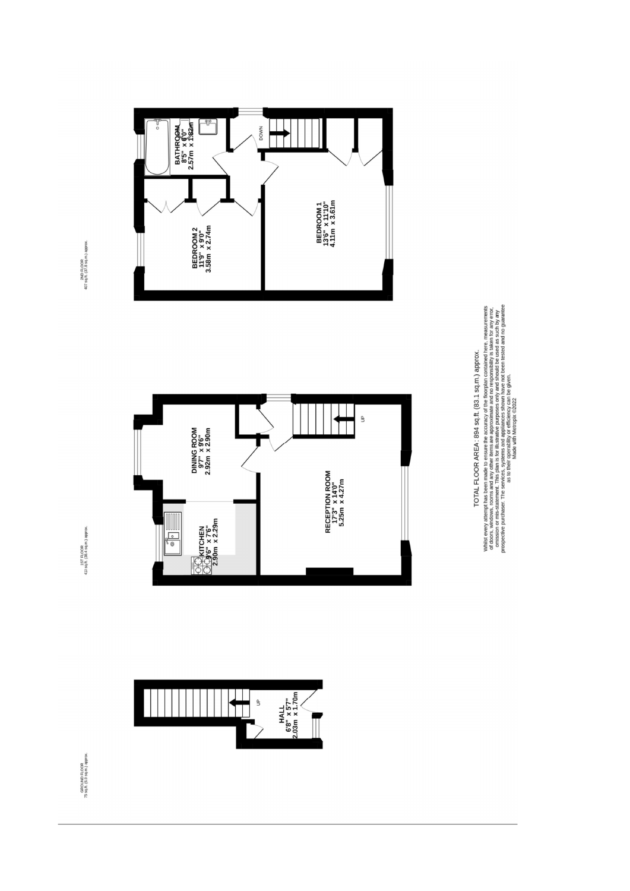2ND FLOOR
407 sq.ft. (37.8 sq.m.) approx.

BATHROOM
8'5" x 6'0"
2.57m x 1.82m

DOWN

BEDROOM 2
11'9" x 9'0"
3.58m x 2.74m

BEDROOM 1
13'6" x 11'10"
4.11m x 3.61m

1ST FLOOR
413 sq.ft. (38.4 sq.m.) approx.

DINING ROOM
9'7" x 9'6"
2.92m x 2.90m

KITCHEN
9'6" x 7'6"
2.90m x 2.29m

UP

RECEPTION ROOM
17'3" x 14'0"
5.25m x 4.27m

GROUND FLOOR
75 sq.ft. (6.9 sq.m.) approx.

UP

HALL
6'8" x 5'7"
2.03m x 1.70m

TOTAL FLOOR AREA : 894 sq.ft. (83.1 sq.m.) approx.

Whilst every attempt has been made to ensure the accuracy of the floorplan contained here, measurements of doors, windows, rooms and any other items are approximate and no responsibility is taken for any error, omission or mis-statement. This plan is for illustrative purposes only and should be used as such by any prospective purchaser. The services, systems and appliances shown have not been tested and no guarantee as to their operability or efficiency can be given.
Made with Metropix ©2022